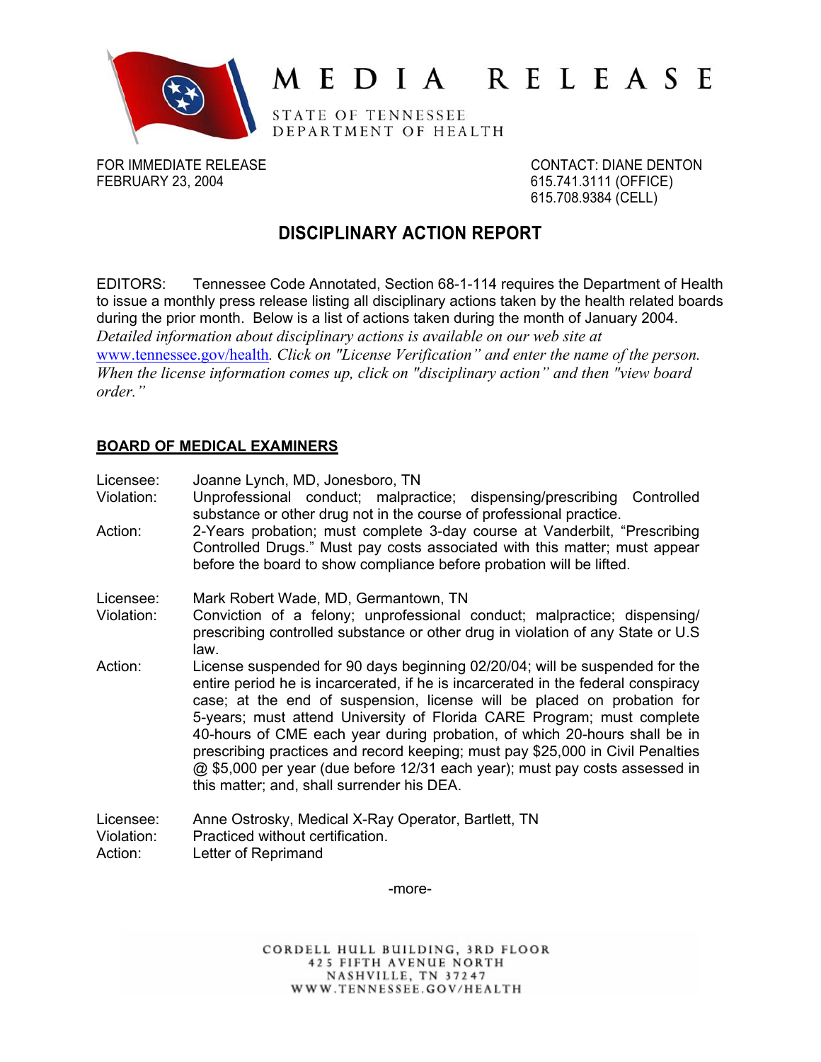# MEDIA RELEASE

STATE OF TENNESSEE
DEPARTMENT OF HEALTH

FOR IMMEDIATE RELEASE
FEBRUARY 23, 2004

CONTACT: DIANE DENTON
615.741.3111 (OFFICE)
615.708.9384 (CELL)

## DISCIPLINARY ACTION REPORT

EDITORS: Tennessee Code Annotated, Section 68-1-114 requires the Department of Health to issue a monthly press release listing all disciplinary actions taken by the health related boards during the prior month. Below is a list of actions taken during the month of January 2004. *Detailed information about disciplinary actions is available on our web site at www.tennessee.gov/health. Click on "License Verification" and enter the name of the person. When the license information comes up, click on "disciplinary action" and then "view board order."*

### BOARD OF MEDICAL EXAMINERS

Licensee: Joanne Lynch, MD, Jonesboro, TN
Violation: Unprofessional conduct; malpractice; dispensing/prescribing Controlled substance or other drug not in the course of professional practice.
Action: 2-Years probation; must complete 3-day course at Vanderbilt, "Prescribing Controlled Drugs." Must pay costs associated with this matter; must appear before the board to show compliance before probation will be lifted.

Licensee: Mark Robert Wade, MD, Germantown, TN
Violation: Conviction of a felony; unprofessional conduct; malpractice; dispensing/ prescribing controlled substance or other drug in violation of any State or U.S law.
Action: License suspended for 90 days beginning 02/20/04; will be suspended for the entire period he is incarcerated, if he is incarcerated in the federal conspiracy case; at the end of suspension, license will be placed on probation for 5-years; must attend University of Florida CARE Program; must complete 40-hours of CME each year during probation, of which 20-hours shall be in prescribing practices and record keeping; must pay $25,000 in Civil Penalties @ $5,000 per year (due before 12/31 each year); must pay costs assessed in this matter; and, shall surrender his DEA.

Licensee: Anne Ostrosky, Medical X-Ray Operator, Bartlett, TN
Violation: Practiced without certification.
Action: Letter of Reprimand

-more-

CORDELL HULL BUILDING, 3RD FLOOR
425 FIFTH AVENUE NORTH
NASHVILLE, TN 37247
WWW.TENNESSEE.GOV/HEALTH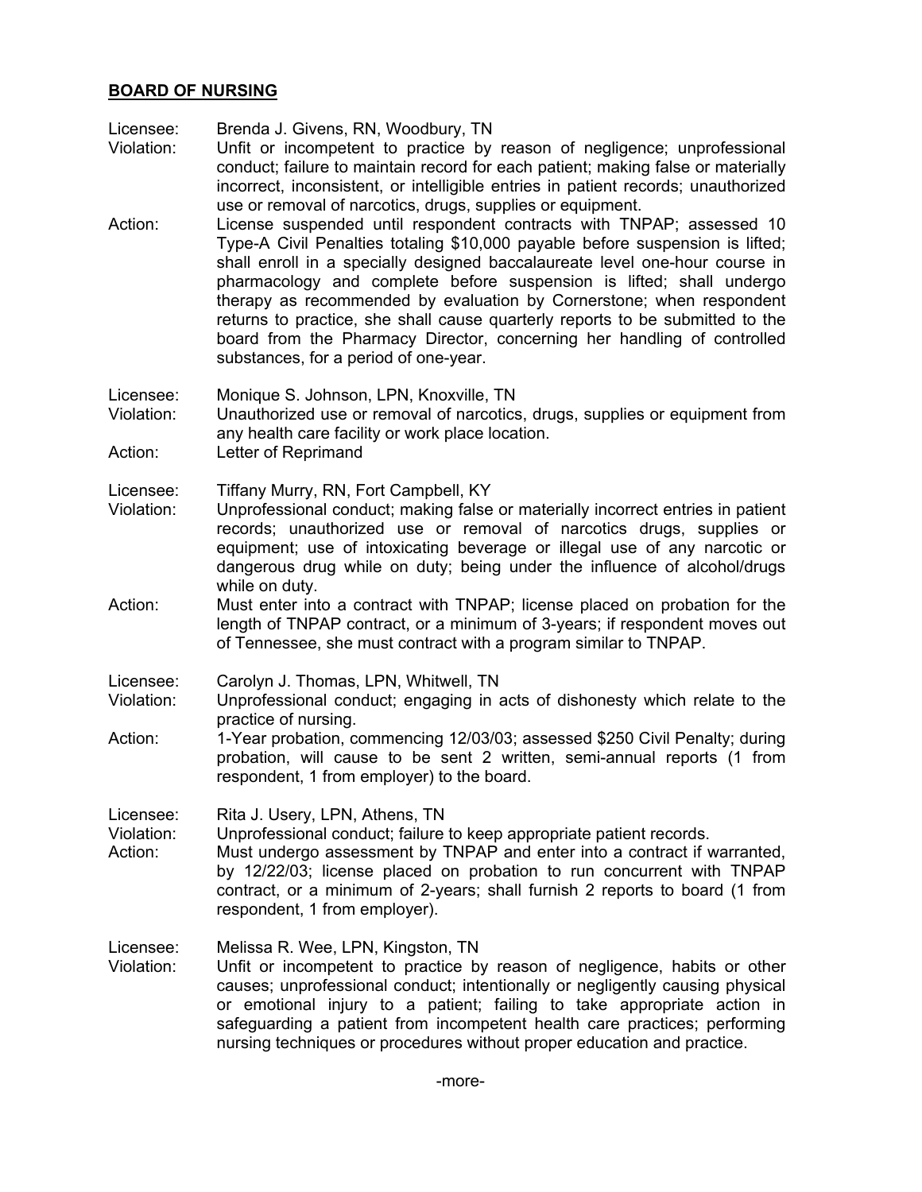## BOARD OF NURSING

Licensee: Brenda J. Givens, RN, Woodbury, TN
Violation: Unfit or incompetent to practice by reason of negligence; unprofessional conduct; failure to maintain record for each patient; making false or materially incorrect, inconsistent, or intelligible entries in patient records; unauthorized use or removal of narcotics, drugs, supplies or equipment.
Action: License suspended until respondent contracts with TNPAP; assessed 10 Type-A Civil Penalties totaling $10,000 payable before suspension is lifted; shall enroll in a specially designed baccalaureate level one-hour course in pharmacology and complete before suspension is lifted; shall undergo therapy as recommended by evaluation by Cornerstone; when respondent returns to practice, she shall cause quarterly reports to be submitted to the board from the Pharmacy Director, concerning her handling of controlled substances, for a period of one-year.

Licensee: Monique S. Johnson, LPN, Knoxville, TN
Violation: Unauthorized use or removal of narcotics, drugs, supplies or equipment from any health care facility or work place location.
Action: Letter of Reprimand

Licensee: Tiffany Murry, RN, Fort Campbell, KY
Violation: Unprofessional conduct; making false or materially incorrect entries in patient records; unauthorized use or removal of narcotics drugs, supplies or equipment; use of intoxicating beverage or illegal use of any narcotic or dangerous drug while on duty; being under the influence of alcohol/drugs while on duty.
Action: Must enter into a contract with TNPAP; license placed on probation for the length of TNPAP contract, or a minimum of 3-years; if respondent moves out of Tennessee, she must contract with a program similar to TNPAP.

Licensee: Carolyn J. Thomas, LPN, Whitwell, TN
Violation: Unprofessional conduct; engaging in acts of dishonesty which relate to the practice of nursing.
Action: 1-Year probation, commencing 12/03/03; assessed $250 Civil Penalty; during probation, will cause to be sent 2 written, semi-annual reports (1 from respondent, 1 from employer) to the board.

Licensee: Rita J. Usery, LPN, Athens, TN
Violation: Unprofessional conduct; failure to keep appropriate patient records.
Action: Must undergo assessment by TNPAP and enter into a contract if warranted, by 12/22/03; license placed on probation to run concurrent with TNPAP contract, or a minimum of 2-years; shall furnish 2 reports to board (1 from respondent, 1 from employer).

Licensee: Melissa R. Wee, LPN, Kingston, TN
Violation: Unfit or incompetent to practice by reason of negligence, habits or other causes; unprofessional conduct; intentionally or negligently causing physical or emotional injury to a patient; failing to take appropriate action in safeguarding a patient from incompetent health care practices; performing nursing techniques or procedures without proper education and practice.

-more-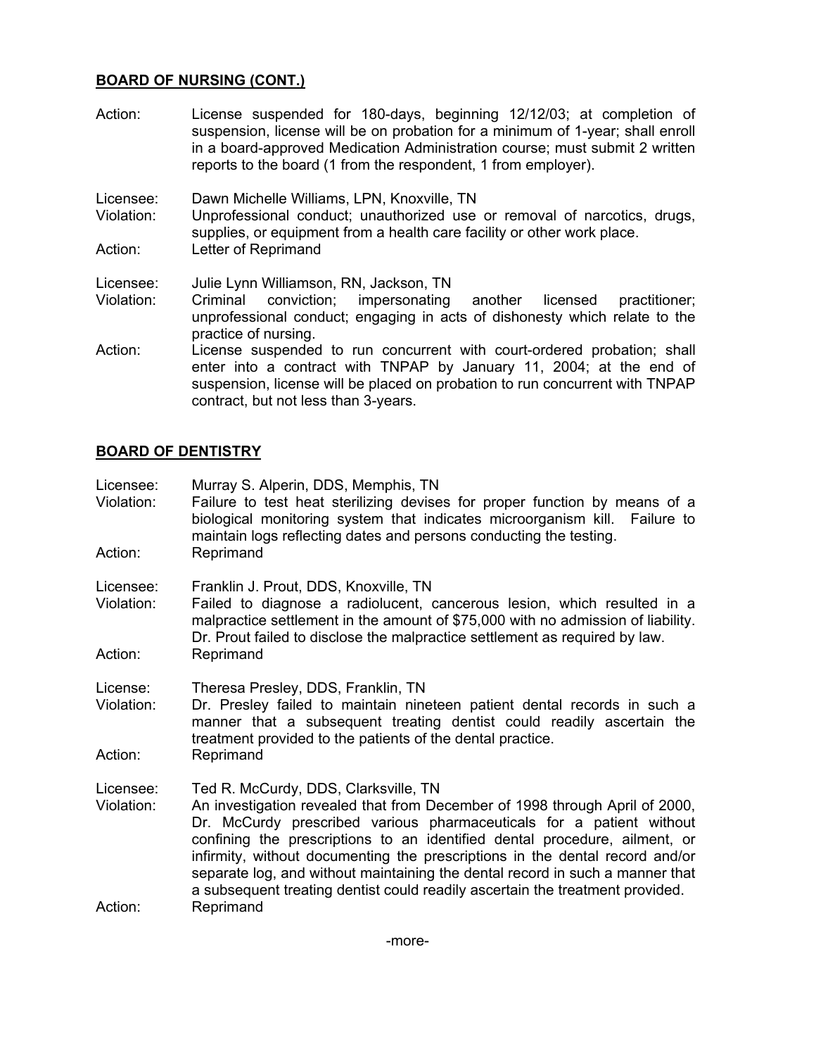## BOARD OF NURSING (CONT.)

Action: License suspended for 180-days, beginning 12/12/03; at completion of suspension, license will be on probation for a minimum of 1-year; shall enroll in a board-approved Medication Administration course; must submit 2 written reports to the board (1 from the respondent, 1 from employer).

Licensee: Dawn Michelle Williams, LPN, Knoxville, TN
Violation: Unprofessional conduct; unauthorized use or removal of narcotics, drugs, supplies, or equipment from a health care facility or other work place.
Action: Letter of Reprimand

Licensee: Julie Lynn Williamson, RN, Jackson, TN
Violation: Criminal conviction; impersonating another licensed practitioner; unprofessional conduct; engaging in acts of dishonesty which relate to the practice of nursing.
Action: License suspended to run concurrent with court-ordered probation; shall enter into a contract with TNPAP by January 11, 2004; at the end of suspension, license will be placed on probation to run concurrent with TNPAP contract, but not less than 3-years.

## BOARD OF DENTISTRY

Licensee: Murray S. Alperin, DDS, Memphis, TN
Violation: Failure to test heat sterilizing devises for proper function by means of a biological monitoring system that indicates microorganism kill. Failure to maintain logs reflecting dates and persons conducting the testing.
Action: Reprimand

Licensee: Franklin J. Prout, DDS, Knoxville, TN
Violation: Failed to diagnose a radiolucent, cancerous lesion, which resulted in a malpractice settlement in the amount of $75,000 with no admission of liability. Dr. Prout failed to disclose the malpractice settlement as required by law.
Action: Reprimand

License: Theresa Presley, DDS, Franklin, TN
Violation: Dr. Presley failed to maintain nineteen patient dental records in such a manner that a subsequent treating dentist could readily ascertain the treatment provided to the patients of the dental practice.
Action: Reprimand

Licensee: Ted R. McCurdy, DDS, Clarksville, TN
Violation: An investigation revealed that from December of 1998 through April of 2000, Dr. McCurdy prescribed various pharmaceuticals for a patient without confining the prescriptions to an identified dental procedure, ailment, or infirmity, without documenting the prescriptions in the dental record and/or separate log, and without maintaining the dental record in such a manner that a subsequent treating dentist could readily ascertain the treatment provided.
Action: Reprimand

-more-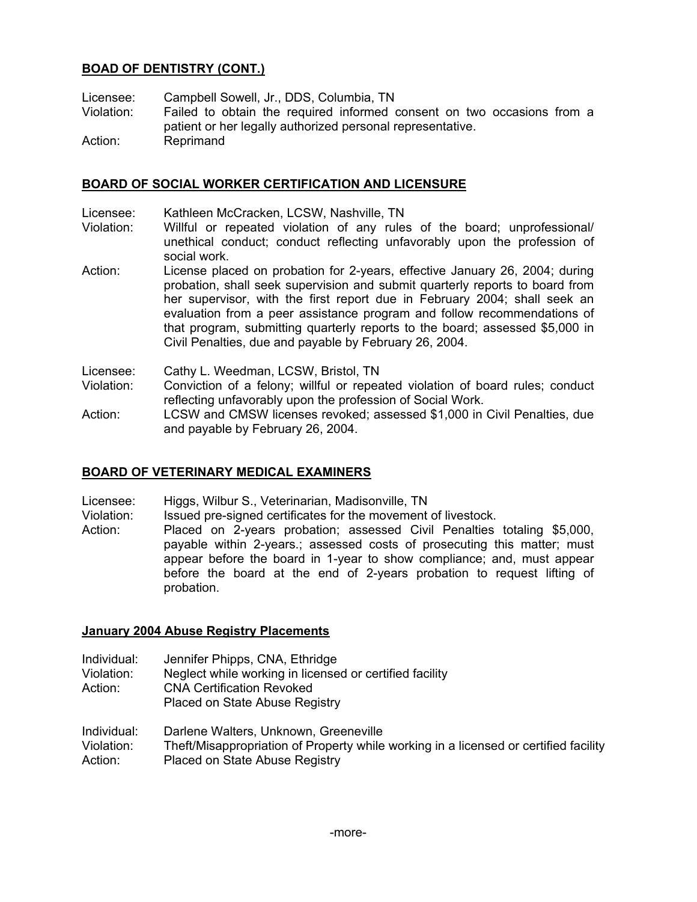## BOAD OF DENTISTRY (CONT.)

Licensee: Campbell Sowell, Jr., DDS, Columbia, TN
Violation: Failed to obtain the required informed consent on two occasions from a patient or her legally authorized personal representative.
Action: Reprimand

## BOARD OF SOCIAL WORKER CERTIFICATION AND LICENSURE

Licensee: Kathleen McCracken, LCSW, Nashville, TN
Violation: Willful or repeated violation of any rules of the board; unprofessional/ unethical conduct; conduct reflecting unfavorably upon the profession of social work.
Action: License placed on probation for 2-years, effective January 26, 2004; during probation, shall seek supervision and submit quarterly reports to board from her supervisor, with the first report due in February 2004; shall seek an evaluation from a peer assistance program and follow recommendations of that program, submitting quarterly reports to the board; assessed $5,000 in Civil Penalties, due and payable by February 26, 2004.

Licensee: Cathy L. Weedman, LCSW, Bristol, TN
Violation: Conviction of a felony; willful or repeated violation of board rules; conduct reflecting unfavorably upon the profession of Social Work.
Action: LCSW and CMSW licenses revoked; assessed $1,000 in Civil Penalties, due and payable by February 26, 2004.

## BOARD OF VETERINARY MEDICAL EXAMINERS

Licensee: Higgs, Wilbur S., Veterinarian, Madisonville, TN
Violation: Issued pre-signed certificates for the movement of livestock.
Action: Placed on 2-years probation; assessed Civil Penalties totaling $5,000, payable within 2-years.; assessed costs of prosecuting this matter; must appear before the board in 1-year to show compliance; and, must appear before the board at the end of 2-years probation to request lifting of probation.

## January 2004 Abuse Registry Placements

Individual: Jennifer Phipps, CNA, Ethridge
Violation: Neglect while working in licensed or certified facility
Action: CNA Certification Revoked
Placed on State Abuse Registry

Individual: Darlene Walters, Unknown, Greeneville
Violation: Theft/Misappropriation of Property while working in a licensed or certified facility
Action: Placed on State Abuse Registry

-more-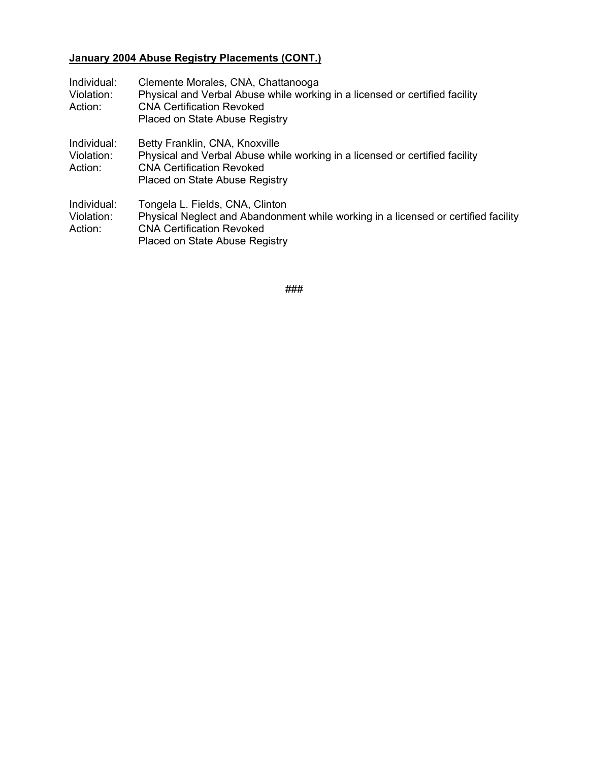**January 2004 Abuse Registry Placements (CONT.)**

Individual: Clemente Morales, CNA, Chattanooga
Violation: Physical and Verbal Abuse while working in a licensed or certified facility
Action: CNA Certification Revoked
Placed on State Abuse Registry

Individual: Betty Franklin, CNA, Knoxville
Violation: Physical and Verbal Abuse while working in a licensed or certified facility
Action: CNA Certification Revoked
Placed on State Abuse Registry

Individual: Tongela L. Fields, CNA, Clinton
Violation: Physical Neglect and Abandonment while working in a licensed or certified facility
Action: CNA Certification Revoked
Placed on State Abuse Registry

###